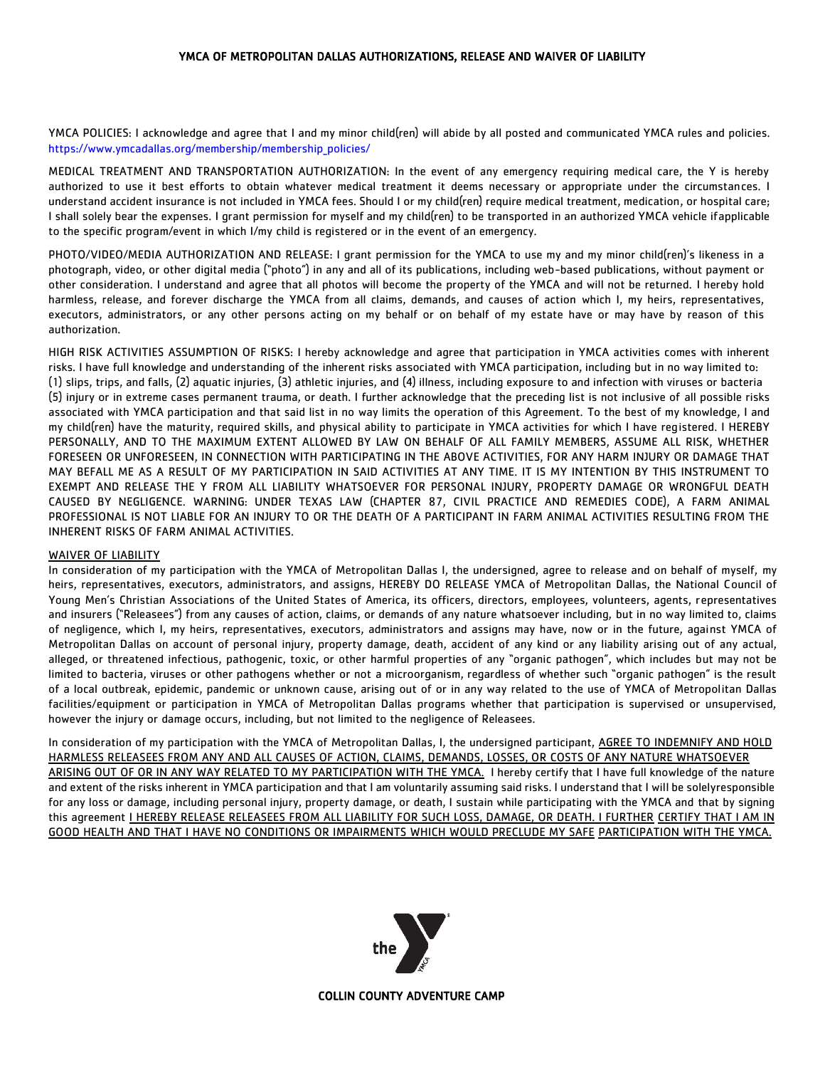# YMCA OF METROPOLITAN DALLAS AUTHORIZATIONS, RELEASE AND WAIVER OF LIABILITY

YMCA POLICIES: I acknowledge and agree that I and my minor child(ren) will abide by all posted and communicated YMCA rules and policies. https://www.ymcadallas.org/membership/membership_policies/

MEDICAL TREATMENT AND TRANSPORTATION AUTHORIZATION: In the event of any emergency requiring medical care, the Y is hereby authorized to use it best efforts to obtain whatever medical treatment it deems necessary or appropriate under the circumstances. I understand accident insurance is not included in YMCA fees. Should I or my child(ren) require medical treatment, medication, or hospital care; I shall solely bear the expenses. I grant permission for myself and my child(ren) to be transported in an authorized YMCA vehicle ifapplicable to the specific program/event in which I/my child is registered or in the event of an emergency.

PHOTO/VIDEO/MEDIA AUTHORIZATION AND RELEASE: I grant permission for the YMCA to use my and my minor child(ren)'s likeness in a photograph, video, or other digital media ("photo") in any and all of its publications, including web-based publications, without payment or other consideration. I understand and agree that all photos will become the property of the YMCA and will not be returned. I hereby hold harmless, release, and forever discharge the YMCA from all claims, demands, and causes of action which I, my heirs, representatives, executors, administrators, or any other persons acting on my behalf or on behalf of my estate have or may have by reason of this authorization.

HIGH RISK ACTIVITIES ASSUMPTION OF RISKS: I hereby acknowledge and agree that participation in YMCA activities comes with inherent risks. I have full knowledge and understanding of the inherent risks associated with YMCA participation, including but in no way limited to: (1) slips, trips, and falls, (2) aquatic injuries, (3) athletic injuries, and (4) illness, including exposure to and infection with viruses or bacteria (5) injury or in extreme cases permanent trauma, or death. I further acknowledge that the preceding list is not inclusive of all possible risks associated with YMCA participation and that said list in no way limits the operation of this Agreement. To the best of my knowledge, I and my child(ren) have the maturity, required skills, and physical ability to participate in YMCA activities for which I have registered. I HEREBY PERSONALLY, AND TO THE MAXIMUM EXTENT ALLOWED BY LAW ON BEHALF OF ALL FAMILY MEMBERS, ASSUME ALL RISK, WHETHER FORESEEN OR UNFORESEEN, IN CONNECTION WITH PARTICIPATING IN THE ABOVE ACTIVITIES, FOR ANY HARM INJURY OR DAMAGE THAT MAY BEFALL ME AS A RESULT OF MY PARTICIPATION IN SAID ACTIVITIES AT ANY TIME. IT IS MY INTENTION BY THIS INSTRUMENT TO EXEMPT AND RELEASE THE Y FROM ALL LIABILITY WHATSOEVER FOR PERSONAL INJURY, PROPERTY DAMAGE OR WRONGFUL DEATH CAUSED BY NEGLIGENCE. WARNING: UNDER TEXAS LAW (CHAPTER 87, CIVIL PRACTICE AND REMEDIES CODE), A FARM ANIMAL PROFESSIONAL IS NOT LIABLE FOR AN INJURY TO OR THE DEATH OF A PARTICIPANT IN FARM ANIMAL ACTIVITIES RESULTING FROM THE INHERENT RISKS OF FARM ANIMAL ACTIVITIES.

<u>WAIVER OF LIABILITY</u>

In consideration of my participation with the YMCA of Metropolitan Dallas I, the undersigned, agree to release and on behalf of myself, my heirs, representatives, executors, administrators, and assigns, HEREBY DO RELEASE YMCA of Metropolitan Dallas, the National Council of Young Men's Christian Associations of the United States of America, its officers, directors, employees, volunteers, agents, representatives and insurers ("Releasees") from any causes of action, claims, or demands of any nature whatsoever including, but in no way limited to, claims of negligence, which I, my heirs, representatives, executors, administrators and assigns may have, now or in the future, against YMCA of Metropolitan Dallas on account of personal injury, property damage, death, accident of any kind or any liability arising out of any actual, alleged, or threatened infectious, pathogenic, toxic, or other harmful properties of any "organic pathogen", which includes but may not be limited to bacteria, viruses or other pathogens whether or not a microorganism, regardless of whether such "organic pathogen" is the result of a local outbreak, epidemic, pandemic or unknown cause, arising out of or in any way related to the use of YMCA of Metropolitan Dallas facilities/equipment or participation in YMCA of Metropolitan Dallas programs whether that participation is supervised or unsupervised, however the injury or damage occurs, including, but not limited to the negligence of Releasees.

In consideration of my participation with the YMCA of Metropolitan Dallas, I, the undersigned participant, <u>AGREE TO INDEMNIFY AND HOLD HARMLESS RELEASEES FROM ANY AND ALL CAUSES OF ACTION, CLAIMS, DEMANDS, LOSSES, OR COSTS OF ANY NATURE WHATSOEVER ARISING OUT OF OR IN ANY WAY RELATED TO MY PARTICIPATION WITH THE YMCA.</u> I hereby certify that I have full knowledge of the nature and extent of the risks inherent in YMCA participation and that I am voluntarily assuming said risks. I understand that I will be solelyresponsible for any loss or damage, including personal injury, property damage, or death, I sustain while participating with the YMCA and that by signing this agreement <u>I HEREBY RELEASE RELEASEES FROM ALL LIABILITY FOR SUCH LOSS, DAMAGE, OR DEATH. I FURTHER CERTIFY THAT I AM IN GOOD HEALTH AND THAT I HAVE NO CONDITIONS OR IMPAIRMENTS WHICH WOULD PRECLUDE MY SAFE PARTICIPATION WITH THE YMCA.</u>

the YMCA

COLLIN COUNTY ADVENTURE CAMP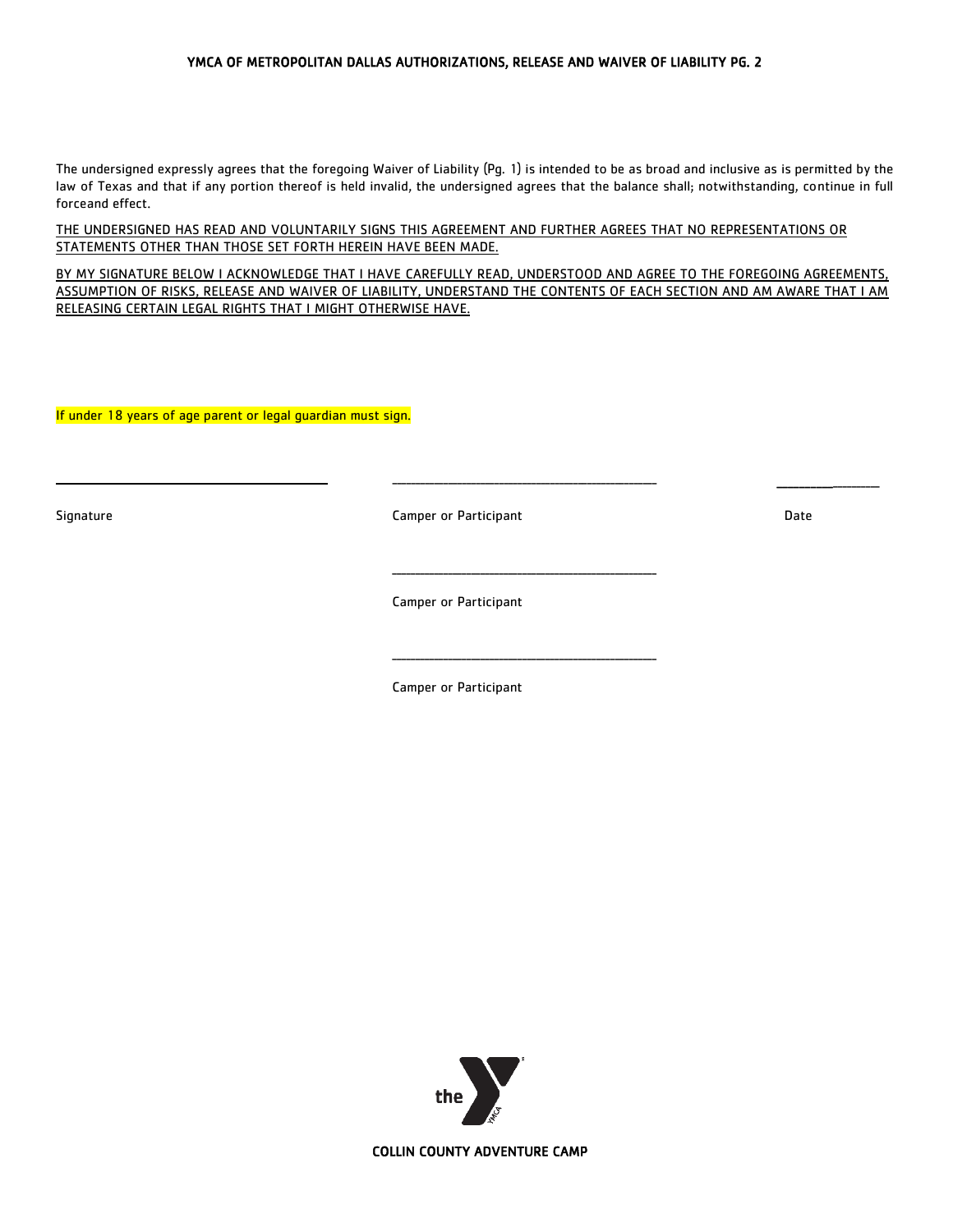# YMCA OF METROPOLITAN DALLAS AUTHORIZATIONS, RELEASE AND WAIVER OF LIABILITY PG. 2

The undersigned expressly agrees that the foregoing Waiver of Liability (Pg. 1) is intended to be as broad and inclusive as is permitted by the law of Texas and that if any portion thereof is held invalid, the undersigned agrees that the balance shall; notwithstanding, continue in full forceand effect.

THE UNDERSIGNED HAS READ AND VOLUNTARILY SIGNS THIS AGREEMENT AND FURTHER AGREES THAT NO REPRESENTATIONS OR STATEMENTS OTHER THAN THOSE SET FORTH HEREIN HAVE BEEN MADE.

BY MY SIGNATURE BELOW I ACKNOWLEDGE THAT I HAVE CAREFULLY READ, UNDERSTOOD AND AGREE TO THE FOREGOING AGREEMENTS, ASSUMPTION OF RISKS, RELEASE AND WAIVER OF LIABILITY, UNDERSTAND THE CONTENTS OF EACH SECTION AND AM AWARE THAT I AM RELEASING CERTAIN LEGAL RIGHTS THAT I MIGHT OTHERWISE HAVE.

If under 18 years of age parent or legal guardian must sign.

______________________________ ______________________________ ____________

Signature Camper or Participant Date

______________________________

Camper or Participant

______________________________

Camper or Participant

COLLIN COUNTY ADVENTURE CAMP